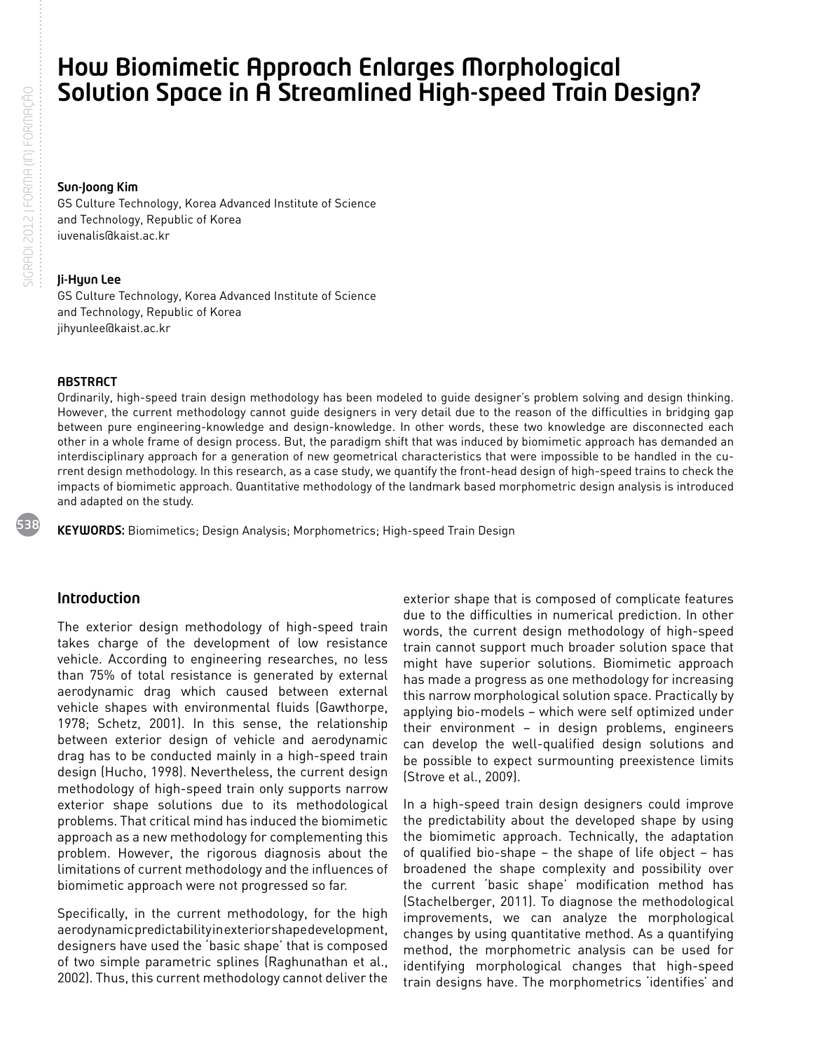# How Biomimetic Approach Enlarges Morphological Solution Space in A Streamlined High-speed Train Design?

**Sun-Joong Kim**
GS Culture Technology, Korea Advanced Institute of Science and Technology, Republic of Korea
iuvenalis@kaist.ac.kr

**Ji-Hyun Lee**
GS Culture Technology, Korea Advanced Institute of Science and Technology, Republic of Korea
jihyunlee@kaist.ac.kr

**ABSTRACT**

Ordinarily, high-speed train design methodology has been modeled to guide designer's problem solving and design thinking. However, the current methodology cannot guide designers in very detail due to the reason of the difficulties in bridging gap between pure engineering-knowledge and design-knowledge. In other words, these two knowledge are disconnected each other in a whole frame of design process. But, the paradigm shift that was induced by biomimetic approach has demanded an interdisciplinary approach for a generation of new geometrical characteristics that were impossible to be handled in the current design methodology. In this research, as a case study, we quantify the front-head design of high-speed trains to check the impacts of biomimetic approach. Quantitative methodology of the landmark based morphometric design analysis is introduced and adapted on the study.

**KEYWORDS:** Biomimetics; Design Analysis; Morphometrics; High-speed Train Design

## Introduction

The exterior design methodology of high-speed train takes charge of the development of low resistance vehicle. According to engineering researches, no less than 75% of total resistance is generated by external aerodynamic drag which caused between external vehicle shapes with environmental fluids (Gawthorpe, 1978; Schetz, 2001). In this sense, the relationship between exterior design of vehicle and aerodynamic drag has to be conducted mainly in a high-speed train design (Hucho, 1998). Nevertheless, the current design methodology of high-speed train only supports narrow exterior shape solutions due to its methodological problems. That critical mind has induced the biomimetic approach as a new methodology for complementing this problem. However, the rigorous diagnosis about the limitations of current methodology and the influences of biomimetic approach were not progressed so far.

Specifically, in the current methodology, for the high aerodynamic predictability in exterior shape development, designers have used the 'basic shape' that is composed of two simple parametric splines (Raghunathan et al., 2002). Thus, this current methodology cannot deliver the exterior shape that is composed of complicate features due to the difficulties in numerical prediction. In other words, the current design methodology of high-speed train cannot support much broader solution space that might have superior solutions. Biomimetic approach has made a progress as one methodology for increasing this narrow morphological solution space. Practically by applying bio-models – which were self optimized under their environment – in design problems, engineers can develop the well-qualified design solutions and be possible to expect surmounting preexistence limits (Strove et al., 2009).

In a high-speed train design designers could improve the predictability about the developed shape by using the biomimetic approach. Technically, the adaptation of qualified bio-shape – the shape of life object – has broadened the shape complexity and possibility over the current 'basic shape' modification method has (Stachelberger, 2011). To diagnose the methodological improvements, we can analyze the morphological changes by using quantitative method. As a quantifying method, the morphometric analysis can be used for identifying morphological changes that high-speed train designs have. The morphometrics 'identifies' and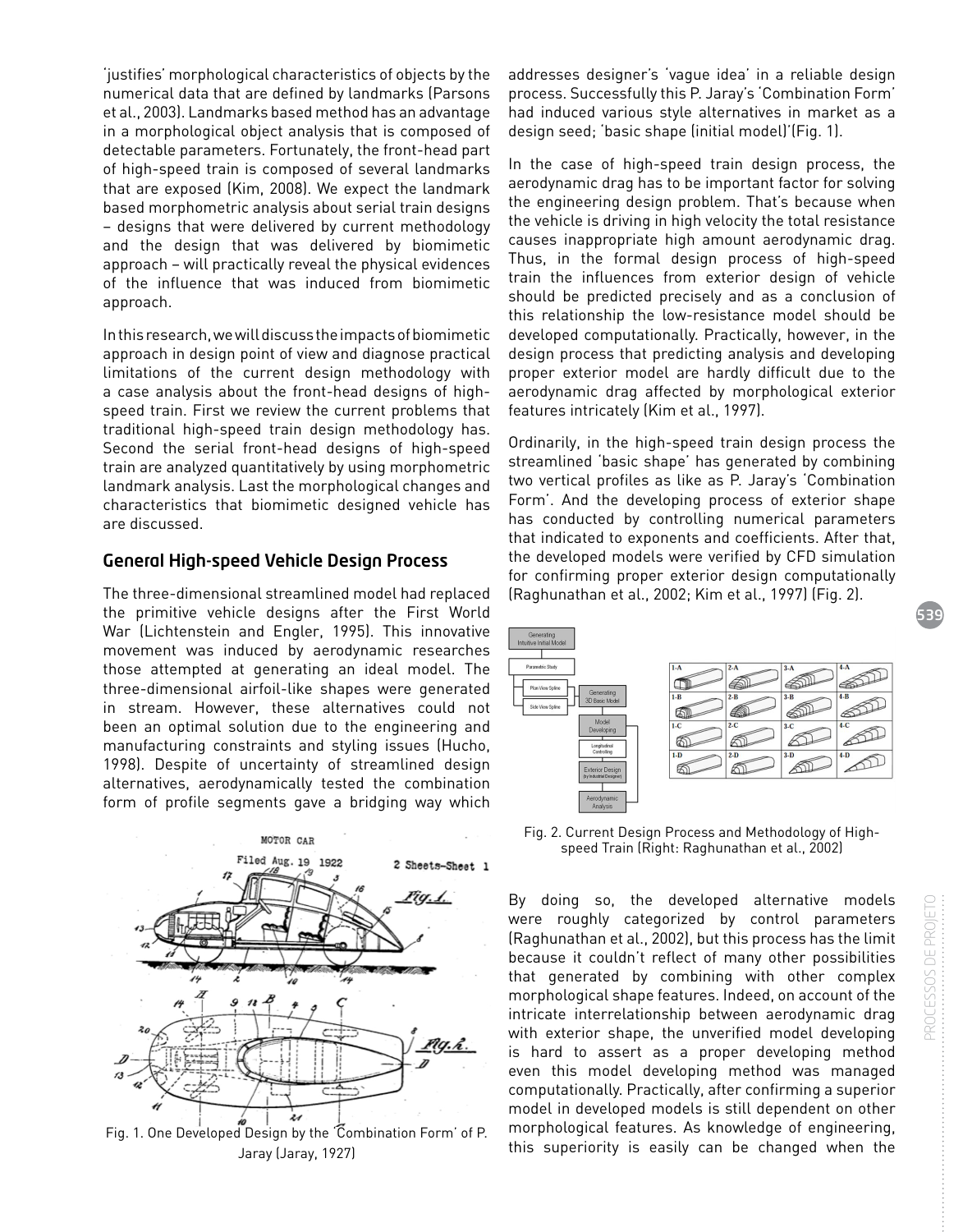'justifies' morphological characteristics of objects by the numerical data that are defined by landmarks (Parsons et al., 2003). Landmarks based method has an advantage in a morphological object analysis that is composed of detectable parameters. Fortunately, the front-head part of high-speed train is composed of several landmarks that are exposed (Kim, 2008). We expect the landmark based morphometric analysis about serial train designs – designs that were delivered by current methodology and the design that was delivered by biomimetic approach – will practically reveal the physical evidences of the influence that was induced from biomimetic approach.

In this research, we will discuss the impacts of biomimetic approach in design point of view and diagnose practical limitations of the current design methodology with a case analysis about the front-head designs of high-speed train. First we review the current problems that traditional high-speed train design methodology has. Second the serial front-head designs of high-speed train are analyzed quantitatively by using morphometric landmark analysis. Last the morphological changes and characteristics that biomimetic designed vehicle has are discussed.

## General High-speed Vehicle Design Process

The three-dimensional streamlined model had replaced the primitive vehicle designs after the First World War (Lichtenstein and Engler, 1995). This innovative movement was induced by aerodynamic researches those attempted at generating an ideal model. The three-dimensional airfoil-like shapes were generated in stream. However, these alternatives could not been an optimal solution due to the engineering and manufacturing constraints and styling issues (Hucho, 1998). Despite of uncertainty of streamlined design alternatives, aerodynamically tested the combination form of profile segments gave a bridging way which addresses designer's 'vague idea' in a reliable design process. Successfully this P. Jaray's 'Combination Form' had induced various style alternatives in market as a design seed; 'basic shape (initial model)'(Fig. 1).

Fig. 1. One Developed Design by the 'Combination Form' of P. Jaray (Jaray, 1927)

In the case of high-speed train design process, the aerodynamic drag has to be important factor for solving the engineering design problem. That's because when the vehicle is driving in high velocity the total resistance causes inappropriate high amount aerodynamic drag. Thus, in the formal design process of high-speed train the influences from exterior design of vehicle should be predicted precisely and as a conclusion of this relationship the low-resistance model should be developed computationally. Practically, however, in the design process that predicting analysis and developing proper exterior model are hardly difficult due to the aerodynamic drag affected by morphological exterior features intricately (Kim et al., 1997).

Ordinarily, in the high-speed train design process the streamlined 'basic shape' has generated by combining two vertical profiles as like as P. Jaray's 'Combination Form'. And the developing process of exterior shape has conducted by controlling numerical parameters that indicated to exponents and coefficients. After that, the developed models were verified by CFD simulation for confirming proper exterior design computationally (Raghunathan et al., 2002; Kim et al., 1997) (Fig. 2).

Fig. 2. Current Design Process and Methodology of High-speed Train (Right: Raghunathan et al., 2002)

By doing so, the developed alternative models were roughly categorized by control parameters (Raghunathan et al., 2002), but this process has the limit because it couldn't reflect of many other possibilities that generated by combining with other complex morphological shape features. Indeed, on account of the intricate interrelationship between aerodynamic drag with exterior shape, the unverified model developing is hard to assert as a proper developing method even this model developing method was managed computationally. Practically, after confirming a superior model in developed models is still dependent on other morphological features. As knowledge of engineering, this superiority is easily can be changed when the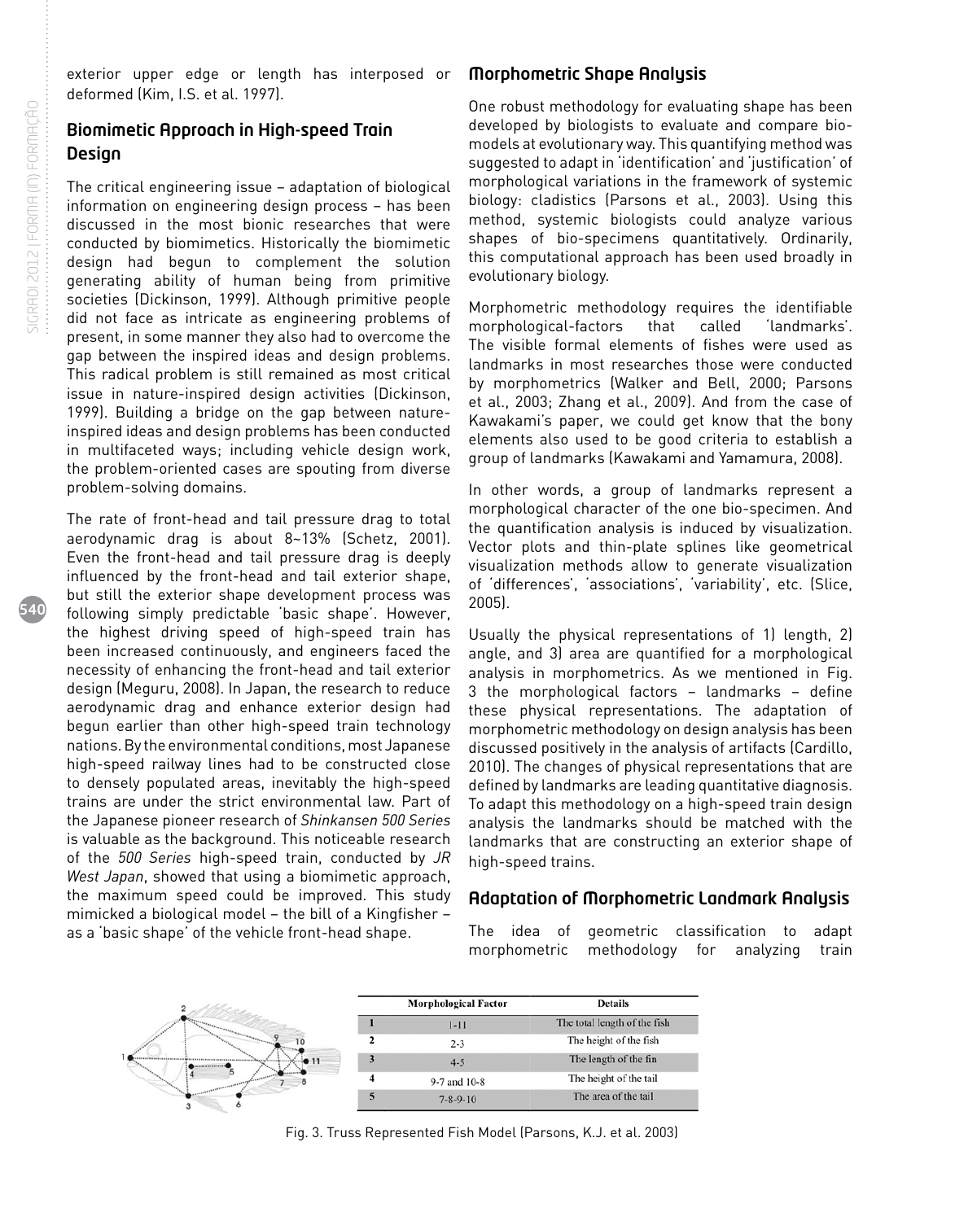exterior upper edge or length has interposed or deformed (Kim, I.S. et al. 1997).

## Biomimetic Approach in High-speed Train Design

The critical engineering issue – adaptation of biological information on engineering design process – has been discussed in the most bionic researches that were conducted by biomimetics. Historically the biomimetic design had begun to complement the solution generating ability of human being from primitive societies (Dickinson, 1999). Although primitive people did not face as intricate as engineering problems of present, in some manner they also had to overcome the gap between the inspired ideas and design problems. This radical problem is still remained as most critical issue in nature-inspired design activities (Dickinson, 1999). Building a bridge on the gap between nature-inspired ideas and design problems has been conducted in multifaceted ways; including vehicle design work, the problem-oriented cases are spouting from diverse problem-solving domains.

The rate of front-head and tail pressure drag to total aerodynamic drag is about 8~13% (Schetz, 2001). Even the front-head and tail pressure drag is deeply influenced by the front-head and tail exterior shape, but still the exterior shape development process was following simply predictable 'basic shape'. However, the highest driving speed of high-speed train has been increased continuously, and engineers faced the necessity of enhancing the front-head and tail exterior design (Meguru, 2008). In Japan, the research to reduce aerodynamic drag and enhance exterior design had begun earlier than other high-speed train technology nations. By the environmental conditions, most Japanese high-speed railway lines had to be constructed close to densely populated areas, inevitably the high-speed trains are under the strict environmental law. Part of the Japanese pioneer research of *Shinkansen 500 Series* is valuable as the background. This noticeable research of the *500 Series* high-speed train, conducted by *JR West Japan*, showed that using a biomimetic approach, the maximum speed could be improved. This study mimicked a biological model – the bill of a Kingfisher – as a 'basic shape' of the vehicle front-head shape.

## Morphometric Shape Analysis

One robust methodology for evaluating shape has been developed by biologists to evaluate and compare bio-models at evolutionary way. This quantifying method was suggested to adapt in 'identification' and 'justification' of morphological variations in the framework of systemic biology: cladistics (Parsons et al., 2003). Using this method, systemic biologists could analyze various shapes of bio-specimens quantitatively. Ordinarily, this computational approach has been used broadly in evolutionary biology.

Morphometric methodology requires the identifiable morphological-factors that called 'landmarks'. The visible formal elements of fishes were used as landmarks in most researches those were conducted by morphometrics (Walker and Bell, 2000; Parsons et al., 2003; Zhang et al., 2009). And from the case of Kawakami's paper, we could get know that the bony elements also used to be good criteria to establish a group of landmarks (Kawakami and Yamamura, 2008).

In other words, a group of landmarks represent a morphological character of the one bio-specimen. And the quantification analysis is induced by visualization. Vector plots and thin-plate splines like geometrical visualization methods allow to generate visualization of 'differences', 'associations', 'variability', etc. (Slice, 2005).

Usually the physical representations of 1) length, 2) angle, and 3) area are quantified for a morphological analysis in morphometrics. As we mentioned in Fig. 3 the morphological factors – landmarks – define these physical representations. The adaptation of morphometric methodology on design analysis has been discussed positively in the analysis of artifacts (Cardillo, 2010). The changes of physical representations that are defined by landmarks are leading quantitative diagnosis. To adapt this methodology on a high-speed train design analysis the landmarks should be matched with the landmarks that are constructing an exterior shape of high-speed trains.

## Adaptation of Morphometric Landmark Analysis

The idea of geometric classification to adapt morphometric methodology for analyzing train

| | Morphological Factor | Details |
|---|---|---|
| 1 | 1-11 | The total length of the fish |
| 2 | 2-3 | The height of the fish |
| 3 | 4-5 | The length of the fin |
| 4 | 9-7 and 10-8 | The height of the tail |
| 5 | 7-8-9-10 | The area of the tail |

Fig. 3. Truss Represented Fish Model (Parsons, K.J. et al. 2003)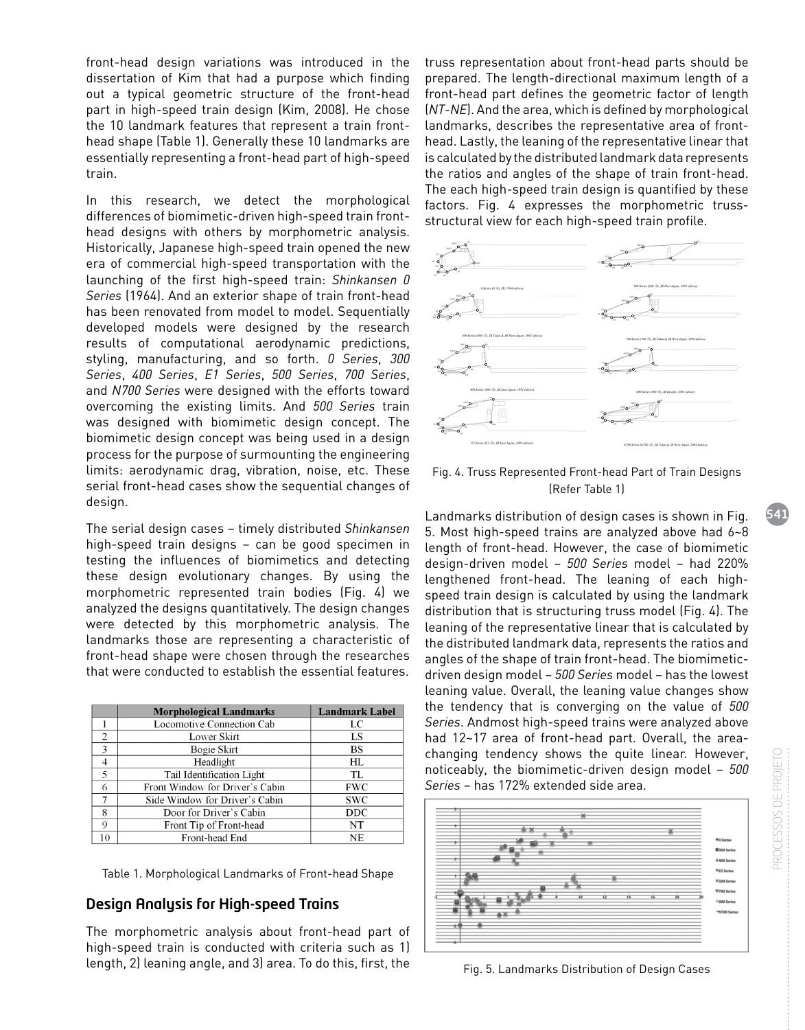front-head design variations was introduced in the dissertation of Kim that had a purpose which finding out a typical geometric structure of the front-head part in high-speed train design (Kim, 2008). He chose the 10 landmark features that represent a train front-head shape (Table 1). Generally these 10 landmarks are essentially representing a front-head part of high-speed train.

In this research, we detect the morphological differences of biomimetic-driven high-speed train front-head designs with others by morphometric analysis. Historically, Japanese high-speed train opened the new era of commercial high-speed transportation with the launching of the first high-speed train: *Shinkansen 0 Series* (1964). And an exterior shape of train front-head has been renovated from model to model. Sequentially developed models were designed by the research results of computational aerodynamic predictions, styling, manufacturing, and so forth. *0 Series*, *300 Series*, *400 Series*, *E1 Series*, *500 Series*, *700 Series*, and *N700 Series* were designed with the efforts toward overcoming the existing limits. And *500 Series* train was designed with biomimetic design concept. The biomimetic design concept was being used in a design process for the purpose of surmounting the engineering limits: aerodynamic drag, vibration, noise, etc. These serial front-head cases show the sequential changes of design.

The serial design cases – timely distributed *Shinkansen* high-speed train designs – can be good specimen in testing the influences of biomimetics and detecting these design evolutionary changes. By using the morphometric represented train bodies (Fig. 4) we analyzed the designs quantitatively. The design changes were detected by this morphometric analysis. The landmarks those are representing a characteristic of front-head shape were chosen through the researches that were conducted to establish the essential features.

| | Morphological Landmarks | Landmark Label |
|---|---|---|
| 1 | Locomotive Connection Cab | LC |
| 2 | Lower Skirt | LS |
| 3 | Bogie Skirt | BS |
| 4 | Headlight | HL |
| 5 | Tail Identification Light | TL |
| 6 | Front Window for Driver's Cabin | FWC |
| 7 | Side Window for Driver's Cabin | SWC |
| 8 | Door for Driver's Cabin | DDC |
| 9 | Front Tip of Front-head | NT |
| 10 | Front-head End | NE |

Table 1. Morphological Landmarks of Front-head Shape

## Design Analysis for High-speed Trains

The morphometric analysis about front-head part of high-speed train is conducted with criteria such as 1) length, 2) leaning angle, and 3) area. To do this, first, the truss representation about front-head parts should be prepared. The length-directional maximum length of a front-head part defines the geometric factor of length (*NT-NE*). And the area, which is defined by morphological landmarks, describes the representative area of front-head. Lastly, the leaning of the representative linear that is calculated by the distributed landmark data represents the ratios and angles of the shape of train front-head. The each high-speed train design is quantified by these factors. Fig. 4 expresses the morphometric truss-structural view for each high-speed train profile.

Fig. 4. Truss Represented Front-head Part of Train Designs (Refer Table 1)

Landmarks distribution of design cases is shown in Fig. 5. Most high-speed trains are analyzed above had 6~8 length of front-head. However, the case of biomimetic design-driven model – *500 Series* model – had 220% lengthened front-head. The leaning of each high-speed train design is calculated by using the landmark distribution that is structuring truss model (Fig. 4). The leaning of the representative linear that is calculated by the distributed landmark data, represents the ratios and angles of the shape of train front-head. The biomimetic-driven design model – *500 Series* model – has the lowest leaning value. Overall, the leaning value changes show the tendency that is converging on the value of *500 Series*. Andmost high-speed trains were analyzed above had 12~17 area of front-head part. Overall, the area-changing tendency shows the quite linear. However, noticeably, the biomimetic-driven design model – *500 Series* – has 172% extended side area.

Fig. 5. Landmarks Distribution of Design Cases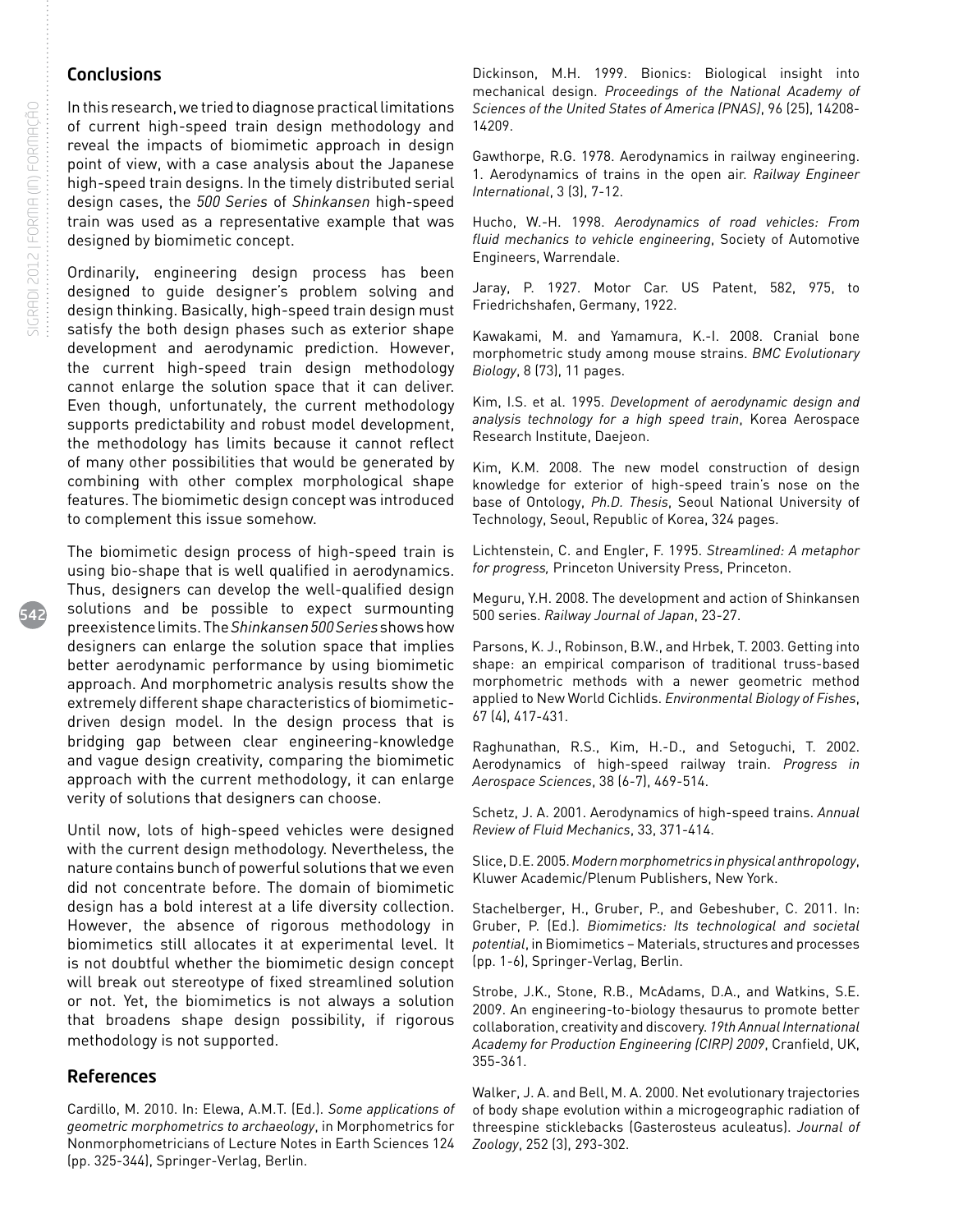## Conclusions

In this research, we tried to diagnose practical limitations of current high-speed train design methodology and reveal the impacts of biomimetic approach in design point of view, with a case analysis about the Japanese high-speed train designs. In the timely distributed serial design cases, the *500 Series* of *Shinkansen* high-speed train was used as a representative example that was designed by biomimetic concept.

Ordinarily, engineering design process has been designed to guide designer's problem solving and design thinking. Basically, high-speed train design must satisfy the both design phases such as exterior shape development and aerodynamic prediction. However, the current high-speed train design methodology cannot enlarge the solution space that it can deliver. Even though, unfortunately, the current methodology supports predictability and robust model development, the methodology has limits because it cannot reflect of many other possibilities that would be generated by combining with other complex morphological shape features. The biomimetic design concept was introduced to complement this issue somehow.

The biomimetic design process of high-speed train is using bio-shape that is well qualified in aerodynamics. Thus, designers can develop the well-qualified design solutions and be possible to expect surmounting preexistence limits. The *Shinkansen 500 Series* shows how designers can enlarge the solution space that implies better aerodynamic performance by using biomimetic approach. And morphometric analysis results show the extremely different shape characteristics of biomimetic-driven design model. In the design process that is bridging gap between clear engineering-knowledge and vague design creativity, comparing the biomimetic approach with the current methodology, it can enlarge verity of solutions that designers can choose.

Until now, lots of high-speed vehicles were designed with the current design methodology. Nevertheless, the nature contains bunch of powerful solutions that we even did not concentrate before. The domain of biomimetic design has a bold interest at a life diversity collection. However, the absence of rigorous methodology in biomimetics still allocates it at experimental level. It is not doubtful whether the biomimetic design concept will break out stereotype of fixed streamlined solution or not. Yet, the biomimetics is not always a solution that broadens shape design possibility, if rigorous methodology is not supported.

## References

Cardillo, M. 2010. In: Elewa, A.M.T. (Ed.). *Some applications of geometric morphometrics to archaeology*, in Morphometrics for Nonmorphometricians of Lecture Notes in Earth Sciences 124 (pp. 325-344), Springer-Verlag, Berlin.

Dickinson, M.H. 1999. Bionics: Biological insight into mechanical design. *Proceedings of the National Academy of Sciences of the United States of America (PNAS)*, 96 (25), 14208-14209.

Gawthorpe, R.G. 1978. Aerodynamics in railway engineering. 1. Aerodynamics of trains in the open air. *Railway Engineer International*, 3 (3), 7-12.

Hucho, W.-H. 1998. *Aerodynamics of road vehicles: From fluid mechanics to vehicle engineering*, Society of Automotive Engineers, Warrendale.

Jaray, P. 1927. Motor Car. US Patent, 582, 975, to Friedrichshafen, Germany, 1922.

Kawakami, M. and Yamamura, K.-I. 2008. Cranial bone morphometric study among mouse strains. *BMC Evolutionary Biology*, 8 (73), 11 pages.

Kim, I.S. et al. 1995. *Development of aerodynamic design and analysis technology for a high speed train*, Korea Aerospace Research Institute, Daejeon.

Kim, K.M. 2008. The new model construction of design knowledge for exterior of high-speed train's nose on the base of Ontology, *Ph.D. Thesis*, Seoul National University of Technology, Seoul, Republic of Korea, 324 pages.

Lichtenstein, C. and Engler, F. 1995. *Streamlined: A metaphor for progress,* Princeton University Press, Princeton.

Meguru, Y.H. 2008. The development and action of Shinkansen 500 series. *Railway Journal of Japan*, 23-27.

Parsons, K. J., Robinson, B.W., and Hrbek, T. 2003. Getting into shape: an empirical comparison of traditional truss-based morphometric methods with a newer geometric method applied to New World Cichlids. *Environmental Biology of Fishes*, 67 (4), 417-431.

Raghunathan, R.S., Kim, H.-D., and Setoguchi, T. 2002. Aerodynamics of high-speed railway train. *Progress in Aerospace Sciences*, 38 (6-7), 469-514.

Schetz, J. A. 2001. Aerodynamics of high-speed trains. *Annual Review of Fluid Mechanics*, 33, 371-414.

Slice, D.E. 2005. *Modern morphometrics in physical anthropology*, Kluwer Academic/Plenum Publishers, New York.

Stachelberger, H., Gruber, P., and Gebeshuber, C. 2011. In: Gruber, P. (Ed.). *Biomimetics: Its technological and societal potential*, in Biomimetics – Materials, structures and processes (pp. 1-6), Springer-Verlag, Berlin.

Strobe, J.K., Stone, R.B., McAdams, D.A., and Watkins, S.E. 2009. An engineering-to-biology thesaurus to promote better collaboration, creativity and discovery. *19th Annual International Academy for Production Engineering (CIRP) 2009*, Cranfield, UK, 355-361.

Walker, J. A. and Bell, M. A. 2000. Net evolutionary trajectories of body shape evolution within a microgeographic radiation of threespine sticklebacks (Gasterosteus aculeatus). *Journal of Zoology*, 252 (3), 293-302.